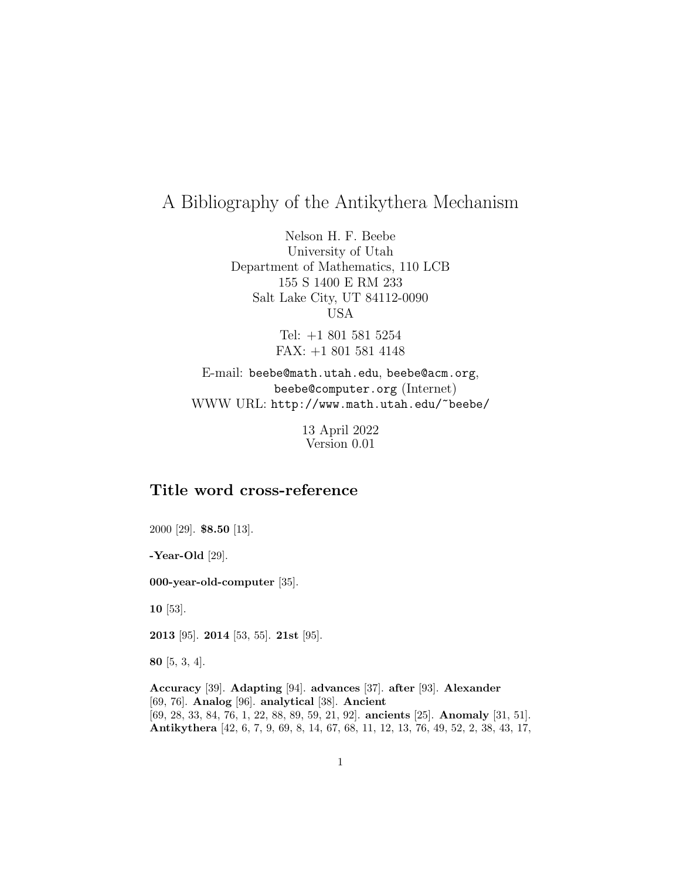# A Bibliography of the Antikythera Mechanism

Nelson H. F. Beebe
University of Utah
Department of Mathematics, 110 LCB
155 S 1400 E RM 233
Salt Lake City, UT 84112-0090
USA

Tel: +1 801 581 5254
FAX: +1 801 581 4148

E-mail: beebe@math.utah.edu, beebe@acm.org, beebe@computer.org (Internet)
WWW URL: http://www.math.utah.edu/~beebe/

13 April 2022
Version 0.01

## Title word cross-reference

2000 [29]. **$8.50** [13].

**-Year-Old** [29].

**000-year-old-computer** [35].

**10** [53].

**2013** [95]. **2014** [53, 55]. **21st** [95].

**80** [5, 3, 4].

**Accuracy** [39]. **Adapting** [94]. **advances** [37]. **after** [93]. **Alexander** [69, 76]. **Analog** [96]. **analytical** [38]. **Ancient** [69, 28, 33, 84, 76, 1, 22, 88, 89, 59, 21, 92]. **ancients** [25]. **Anomaly** [31, 51]. **Antikythera** [42, 6, 7, 9, 69, 8, 14, 67, 68, 11, 12, 13, 76, 49, 52, 2, 38, 43, 17,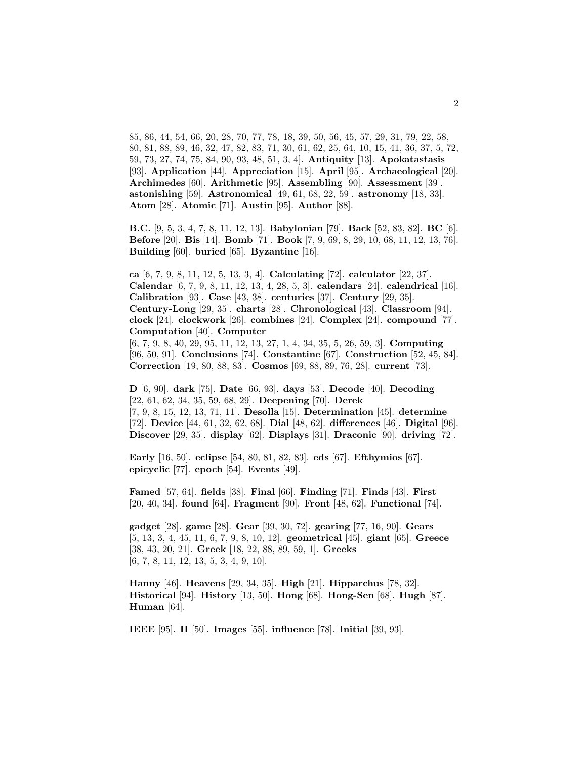85, 86, 44, 54, 66, 20, 28, 70, 77, 78, 18, 39, 50, 56, 45, 57, 29, 31, 79, 22, 58, 80, 81, 88, 89, 46, 32, 47, 82, 83, 71, 30, 61, 62, 25, 64, 10, 15, 41, 36, 37, 5, 72, 59, 73, 27, 74, 75, 84, 90, 93, 48, 51, 3, 4]. **Antiquity** [13]. **Apokatastasis** [93]. **Application** [44]. **Appreciation** [15]. **April** [95]. **Archaeological** [20]. **Archimedes** [60]. **Arithmetic** [95]. **Assembling** [90]. **Assessment** [39]. **astonishing** [59]. **Astronomical** [49, 61, 68, 22, 59]. **astronomy** [18, 33]. **Atom** [28]. **Atomic** [71]. **Austin** [95]. **Author** [88].

**B.C.** [9, 5, 3, 4, 7, 8, 11, 12, 13]. **Babylonian** [79]. **Back** [52, 83, 82]. **BC** [6]. **Before** [20]. **Bis** [14]. **Bomb** [71]. **Book** [7, 9, 69, 8, 29, 10, 68, 11, 12, 13, 76]. **Building** [60]. **buried** [65]. **Byzantine** [16].

**ca** [6, 7, 9, 8, 11, 12, 5, 13, 3, 4]. **Calculating** [72]. **calculator** [22, 37]. **Calendar** [6, 7, 9, 8, 11, 12, 13, 4, 28, 5, 3]. **calendars** [24]. **calendrical** [16]. **Calibration** [93]. **Case** [43, 38]. **centuries** [37]. **Century** [29, 35]. **Century-Long** [29, 35]. **charts** [28]. **Chronological** [43]. **Classroom** [94]. **clock** [24]. **clockwork** [26]. **combines** [24]. **Complex** [24]. **compound** [77]. **Computation** [40]. **Computer** [6, 7, 9, 8, 40, 29, 95, 11, 12, 13, 27, 1, 4, 34, 35, 5, 26, 59, 3]. **Computing** [96, 50, 91]. **Conclusions** [74]. **Constantine** [67]. **Construction** [52, 45, 84]. **Correction** [19, 80, 88, 83]. **Cosmos** [69, 88, 89, 76, 28]. **current** [73].

**D** [6, 90]. **dark** [75]. **Date** [66, 93]. **days** [53]. **Decode** [40]. **Decoding** [22, 61, 62, 34, 35, 59, 68, 29]. **Deepening** [70]. **Derek** [7, 9, 8, 15, 12, 13, 71, 11]. **Desolla** [15]. **Determination** [45]. **determine** [72]. **Device** [44, 61, 32, 62, 68]. **Dial** [48, 62]. **differences** [46]. **Digital** [96]. **Discover** [29, 35]. **display** [62]. **Displays** [31]. **Draconic** [90]. **driving** [72].

**Early** [16, 50]. **eclipse** [54, 80, 81, 82, 83]. **eds** [67]. **Efthymios** [67]. **epicyclic** [77]. **epoch** [54]. **Events** [49].

**Famed** [57, 64]. **fields** [38]. **Final** [66]. **Finding** [71]. **Finds** [43]. **First** [20, 40, 34]. **found** [64]. **Fragment** [90]. **Front** [48, 62]. **Functional** [74].

**gadget** [28]. **game** [28]. **Gear** [39, 30, 72]. **gearing** [77, 16, 90]. **Gears** [5, 13, 3, 4, 45, 11, 6, 7, 9, 8, 10, 12]. **geometrical** [45]. **giant** [65]. **Greece** [38, 43, 20, 21]. **Greek** [18, 22, 88, 89, 59, 1]. **Greeks** [6, 7, 8, 11, 12, 13, 5, 3, 4, 9, 10].

**Hanny** [46]. **Heavens** [29, 34, 35]. **High** [21]. **Hipparchus** [78, 32]. **Historical** [94]. **History** [13, 50]. **Hong** [68]. **Hong-Sen** [68]. **Hugh** [87]. **Human** [64].

**IEEE** [95]. **II** [50]. **Images** [55]. **influence** [78]. **Initial** [39, 93].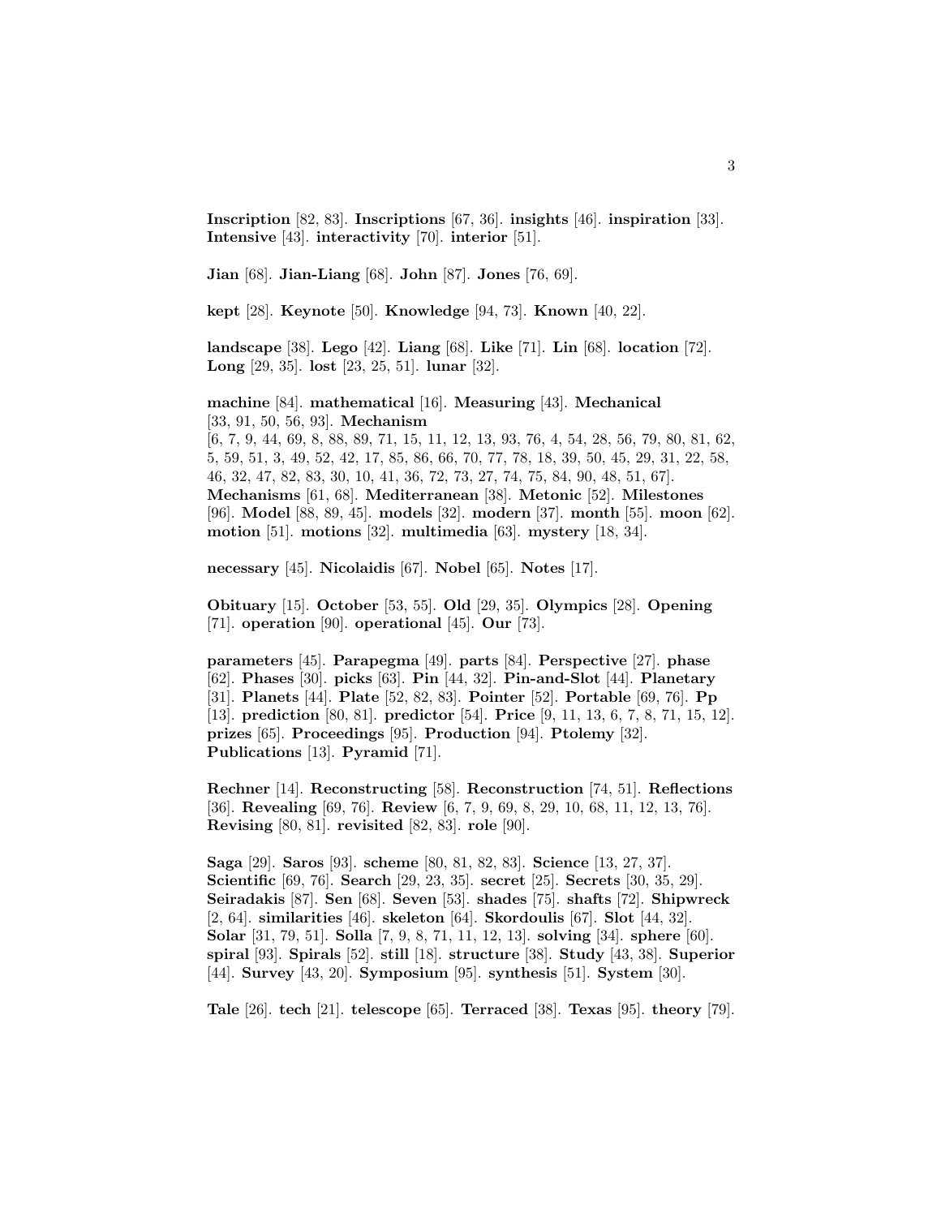**Inscription** [82, 83]. **Inscriptions** [67, 36]. **insights** [46]. **inspiration** [33]. **Intensive** [43]. **interactivity** [70]. **interior** [51].

**Jian** [68]. **Jian-Liang** [68]. **John** [87]. **Jones** [76, 69].

**kept** [28]. **Keynote** [50]. **Knowledge** [94, 73]. **Known** [40, 22].

**landscape** [38]. **Lego** [42]. **Liang** [68]. **Like** [71]. **Lin** [68]. **location** [72]. **Long** [29, 35]. **lost** [23, 25, 51]. **lunar** [32].

**machine** [84]. **mathematical** [16]. **Measuring** [43]. **Mechanical** [33, 91, 50, 56, 93]. **Mechanism** [6, 7, 9, 44, 69, 8, 88, 89, 71, 15, 11, 12, 13, 93, 76, 4, 54, 28, 56, 79, 80, 81, 62, 5, 59, 51, 3, 49, 52, 42, 17, 85, 86, 66, 70, 77, 78, 18, 39, 50, 45, 29, 31, 22, 58, 46, 32, 47, 82, 83, 30, 10, 41, 36, 72, 73, 27, 74, 75, 84, 90, 48, 51, 67]. **Mechanisms** [61, 68]. **Mediterranean** [38]. **Metonic** [52]. **Milestones** [96]. **Model** [88, 89, 45]. **models** [32]. **modern** [37]. **month** [55]. **moon** [62]. **motion** [51]. **motions** [32]. **multimedia** [63]. **mystery** [18, 34].

**necessary** [45]. **Nicolaidis** [67]. **Nobel** [65]. **Notes** [17].

**Obituary** [15]. **October** [53, 55]. **Old** [29, 35]. **Olympics** [28]. **Opening** [71]. **operation** [90]. **operational** [45]. **Our** [73].

**parameters** [45]. **Parapegma** [49]. **parts** [84]. **Perspective** [27]. **phase** [62]. **Phases** [30]. **picks** [63]. **Pin** [44, 32]. **Pin-and-Slot** [44]. **Planetary** [31]. **Planets** [44]. **Plate** [52, 82, 83]. **Pointer** [52]. **Portable** [69, 76]. **Pp** [13]. **prediction** [80, 81]. **predictor** [54]. **Price** [9, 11, 13, 6, 7, 8, 71, 15, 12]. **prizes** [65]. **Proceedings** [95]. **Production** [94]. **Ptolemy** [32]. **Publications** [13]. **Pyramid** [71].

**Rechner** [14]. **Reconstructing** [58]. **Reconstruction** [74, 51]. **Reflections** [36]. **Revealing** [69, 76]. **Review** [6, 7, 9, 69, 8, 29, 10, 68, 11, 12, 13, 76]. **Revising** [80, 81]. **revisited** [82, 83]. **role** [90].

**Saga** [29]. **Saros** [93]. **scheme** [80, 81, 82, 83]. **Science** [13, 27, 37]. **Scientific** [69, 76]. **Search** [29, 23, 35]. **secret** [25]. **Secrets** [30, 35, 29]. **Seiradakis** [87]. **Sen** [68]. **Seven** [53]. **shades** [75]. **shafts** [72]. **Shipwreck** [2, 64]. **similarities** [46]. **skeleton** [64]. **Skordoulis** [67]. **Slot** [44, 32]. **Solar** [31, 79, 51]. **Solla** [7, 9, 8, 71, 11, 12, 13]. **solving** [34]. **sphere** [60]. **spiral** [93]. **Spirals** [52]. **still** [18]. **structure** [38]. **Study** [43, 38]. **Superior** [44]. **Survey** [43, 20]. **Symposium** [95]. **synthesis** [51]. **System** [30].

**Tale** [26]. **tech** [21]. **telescope** [65]. **Terraced** [38]. **Texas** [95]. **theory** [79].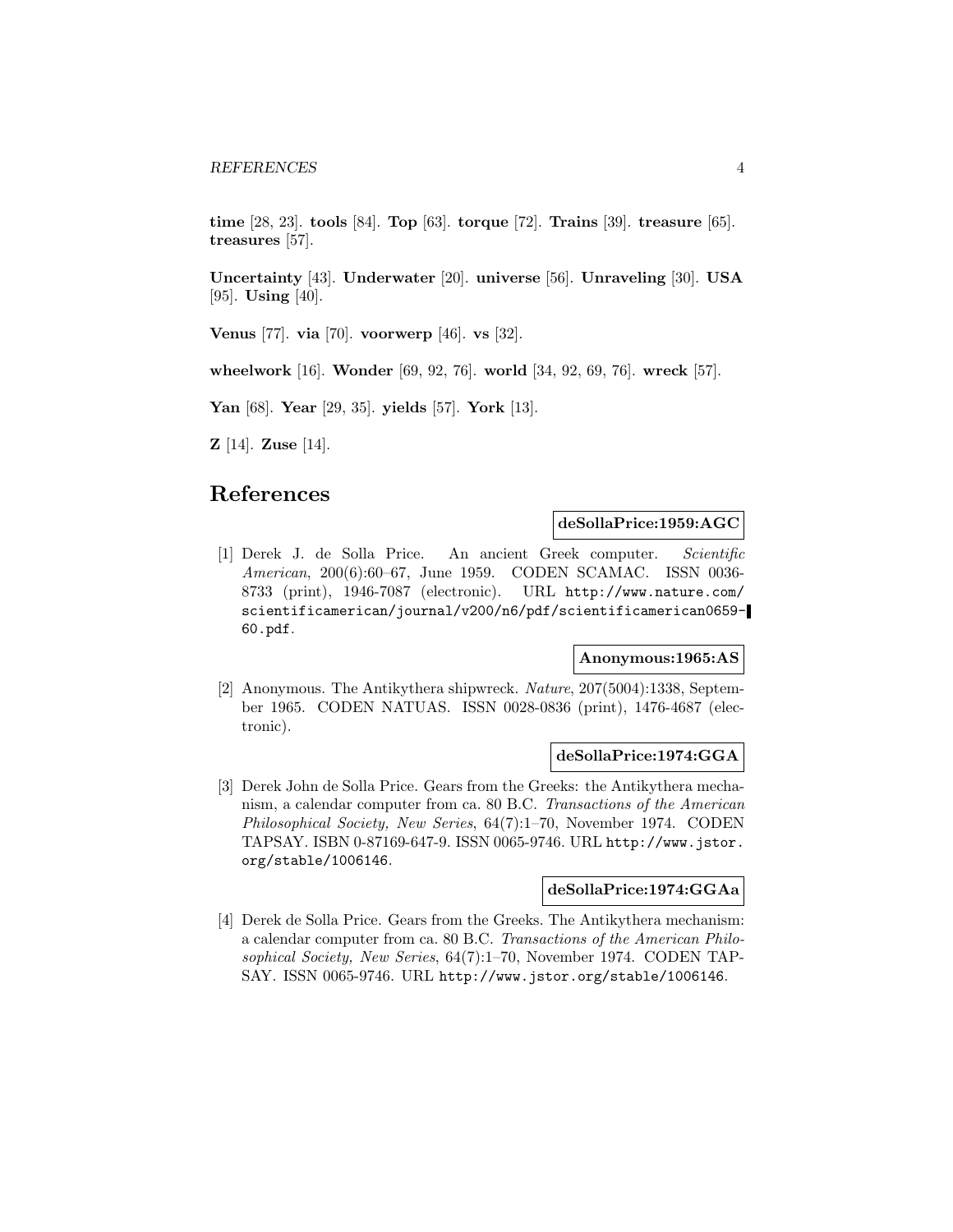**time** [28, 23]. **tools** [84]. **Top** [63]. **torque** [72]. **Trains** [39]. **treasure** [65]. **treasures** [57].

**Uncertainty** [43]. **Underwater** [20]. **universe** [56]. **Unraveling** [30]. **USA** [95]. **Using** [40].

**Venus** [77]. **via** [70]. **voorwerp** [46]. **vs** [32].

**wheelwork** [16]. **Wonder** [69, 92, 76]. **world** [34, 92, 69, 76]. **wreck** [57].

**Yan** [68]. **Year** [29, 35]. **yields** [57]. **York** [13].

**Z** [14]. **Zuse** [14].

## References

**deSollaPrice:1959:AGC**

[1] Derek J. de Solla Price. An ancient Greek computer. *Scientific American*, 200(6):60–67, June 1959. CODEN SCAMAC. ISSN 0036-8733 (print), 1946-7087 (electronic). URL `http://www.nature.com/scientificamerican/journal/v200/n6/pdf/scientificamerican0659-60.pdf`.

**Anonymous:1965:AS**

[2] Anonymous. The Antikythera shipwreck. *Nature*, 207(5004):1338, September 1965. CODEN NATUAS. ISSN 0028-0836 (print), 1476-4687 (electronic).

**deSollaPrice:1974:GGA**

[3] Derek John de Solla Price. Gears from the Greeks: the Antikythera mechanism, a calendar computer from ca. 80 B.C. *Transactions of the American Philosophical Society, New Series*, 64(7):1–70, November 1974. CODEN TAPSAY. ISBN 0-87169-647-9. ISSN 0065-9746. URL `http://www.jstor.org/stable/1006146`.

**deSollaPrice:1974:GGAa**

[4] Derek de Solla Price. Gears from the Greeks. The Antikythera mechanism: a calendar computer from ca. 80 B.C. *Transactions of the American Philosophical Society, New Series*, 64(7):1–70, November 1974. CODEN TAPSAY. ISSN 0065-9746. URL `http://www.jstor.org/stable/1006146`.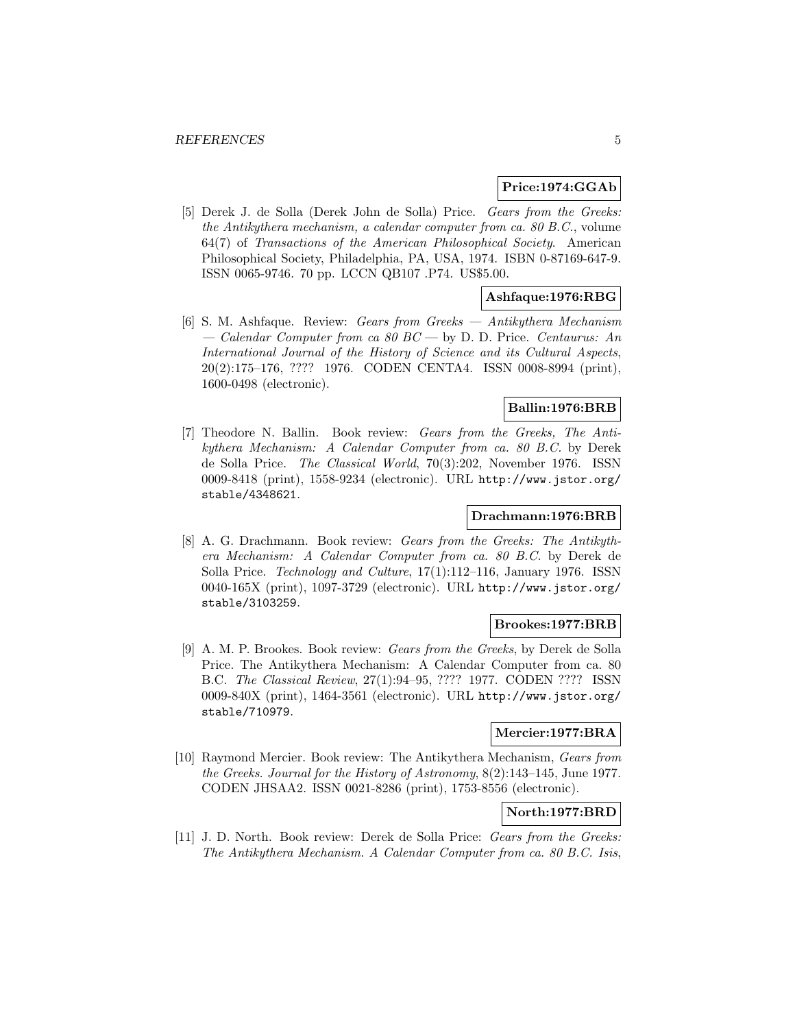**Price:1974:GGAb**

[5] Derek J. de Solla (Derek John de Solla) Price. *Gears from the Greeks: the Antikythera mechanism, a calendar computer from ca. 80 B.C.*, volume 64(7) of *Transactions of the American Philosophical Society*. American Philosophical Society, Philadelphia, PA, USA, 1974. ISBN 0-87169-647-9. ISSN 0065-9746. 70 pp. LCCN QB107 .P74. US$5.00.

**Ashfaque:1976:RBG**

[6] S. M. Ashfaque. Review: *Gears from Greeks — Antikythera Mechanism — Calendar Computer from ca 80 BC* — by D. D. Price. *Centaurus: An International Journal of the History of Science and its Cultural Aspects*, 20(2):175–176, ???? 1976. CODEN CENTA4. ISSN 0008-8994 (print), 1600-0498 (electronic).

**Ballin:1976:BRB**

[7] Theodore N. Ballin. Book review: *Gears from the Greeks, The Antikythera Mechanism: A Calendar Computer from ca. 80 B.C.* by Derek de Solla Price. *The Classical World*, 70(3):202, November 1976. ISSN 0009-8418 (print), 1558-9234 (electronic). URL http://www.jstor.org/stable/4348621.

**Drachmann:1976:BRB**

[8] A. G. Drachmann. Book review: *Gears from the Greeks: The Antikythera Mechanism: A Calendar Computer from ca. 80 B.C.* by Derek de Solla Price. *Technology and Culture*, 17(1):112–116, January 1976. ISSN 0040-165X (print), 1097-3729 (electronic). URL http://www.jstor.org/stable/3103259.

**Brookes:1977:BRB**

[9] A. M. P. Brookes. Book review: *Gears from the Greeks*, by Derek de Solla Price. The Antikythera Mechanism: A Calendar Computer from ca. 80 B.C. *The Classical Review*, 27(1):94–95, ???? 1977. CODEN ???? ISSN 0009-840X (print), 1464-3561 (electronic). URL http://www.jstor.org/stable/710979.

**Mercier:1977:BRA**

[10] Raymond Mercier. Book review: The Antikythera Mechanism, *Gears from the Greeks*. *Journal for the History of Astronomy*, 8(2):143–145, June 1977. CODEN JHSAA2. ISSN 0021-8286 (print), 1753-8556 (electronic).

**North:1977:BRD**

[11] J. D. North. Book review: Derek de Solla Price: *Gears from the Greeks: The Antikythera Mechanism. A Calendar Computer from ca. 80 B.C. Isis*,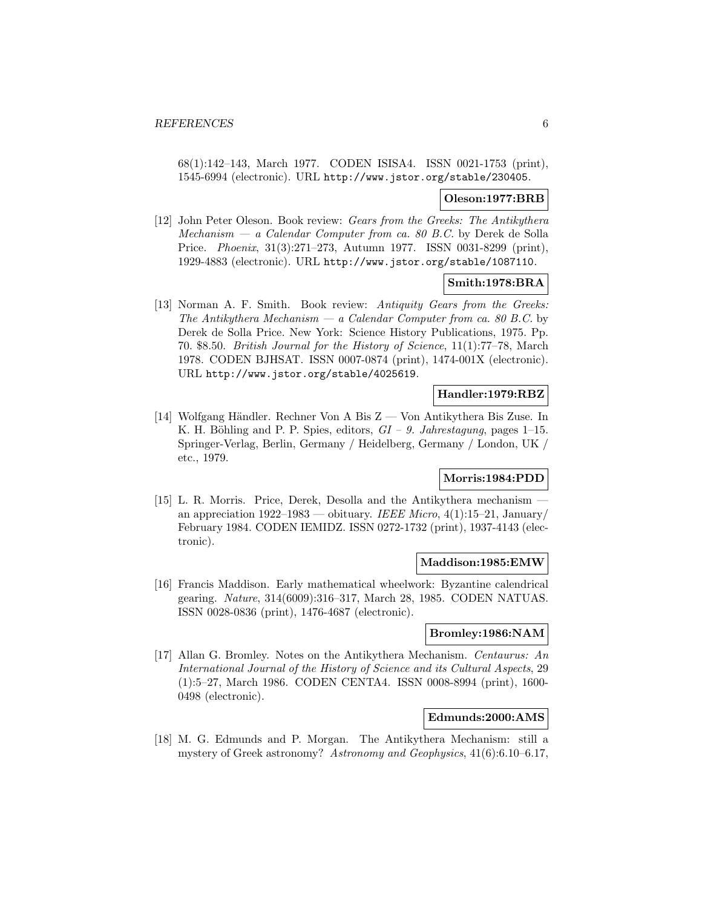68(1):142–143, March 1977. CODEN ISISA4. ISSN 0021-1753 (print), 1545-6994 (electronic). URL http://www.jstor.org/stable/230405.

**Oleson:1977:BRB**

[12] John Peter Oleson. Book review: *Gears from the Greeks: The Antikythera Mechanism — a Calendar Computer from ca. 80 B.C.* by Derek de Solla Price. *Phoenix*, 31(3):271–273, Autumn 1977. ISSN 0031-8299 (print), 1929-4883 (electronic). URL http://www.jstor.org/stable/1087110.

**Smith:1978:BRA**

[13] Norman A. F. Smith. Book review: *Antiquity Gears from the Greeks: The Antikythera Mechanism — a Calendar Computer from ca. 80 B.C.* by Derek de Solla Price. New York: Science History Publications, 1975. Pp. 70. $8.50. *British Journal for the History of Science*, 11(1):77–78, March 1978. CODEN BJHSAT. ISSN 0007-0874 (print), 1474-001X (electronic). URL http://www.jstor.org/stable/4025619.

**Handler:1979:RBZ**

[14] Wolfgang Händler. Rechner Von A Bis Z — Von Antikythera Bis Zuse. In K. H. Böhling and P. P. Spies, editors, *GI – 9. Jahrestagung*, pages 1–15. Springer-Verlag, Berlin, Germany / Heidelberg, Germany / London, UK / etc., 1979.

**Morris:1984:PDD**

[15] L. R. Morris. Price, Derek, Desolla and the Antikythera mechanism — an appreciation 1922–1983 — obituary. *IEEE Micro*, 4(1):15–21, January/ February 1984. CODEN IEMIDZ. ISSN 0272-1732 (print), 1937-4143 (electronic).

**Maddison:1985:EMW**

[16] Francis Maddison. Early mathematical wheelwork: Byzantine calendrical gearing. *Nature*, 314(6009):316–317, March 28, 1985. CODEN NATUAS. ISSN 0028-0836 (print), 1476-4687 (electronic).

**Bromley:1986:NAM**

[17] Allan G. Bromley. Notes on the Antikythera Mechanism. *Centaurus: An International Journal of the History of Science and its Cultural Aspects*, 29 (1):5–27, March 1986. CODEN CENTA4. ISSN 0008-8994 (print), 1600-0498 (electronic).

**Edmunds:2000:AMS**

[18] M. G. Edmunds and P. Morgan. The Antikythera Mechanism: still a mystery of Greek astronomy? *Astronomy and Geophysics*, 41(6):6.10–6.17,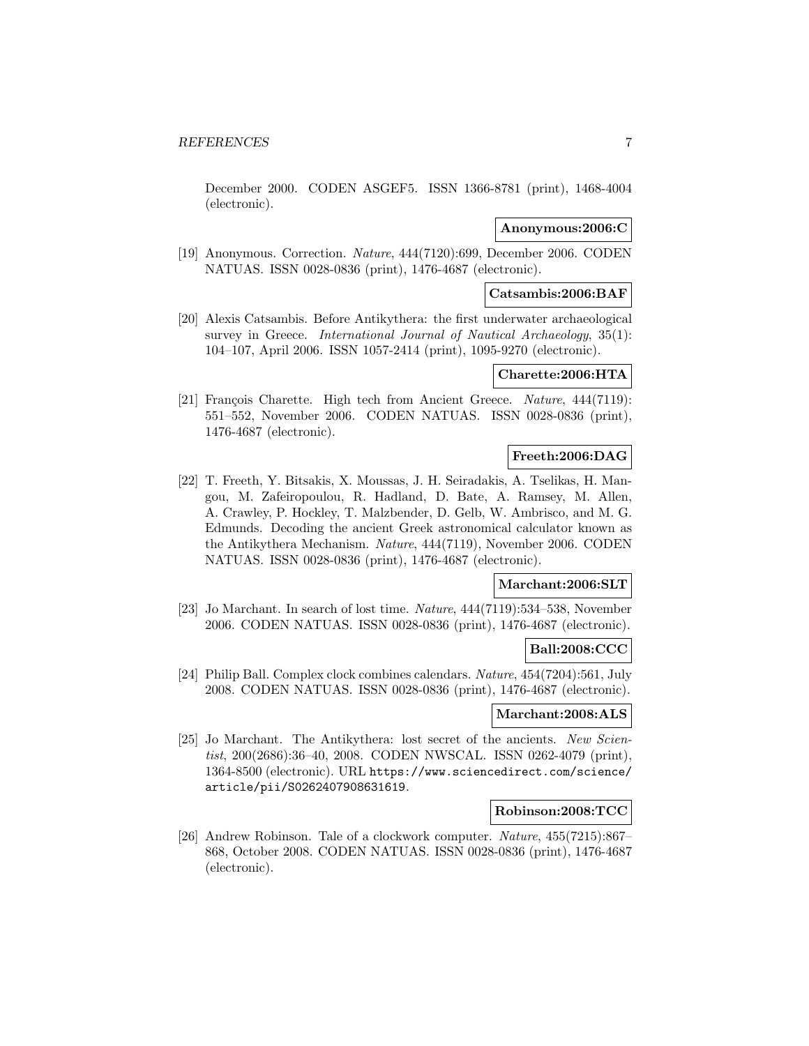December 2000. CODEN ASGEF5. ISSN 1366-8781 (print), 1468-4004 (electronic).

**Anonymous:2006:C**

[19] Anonymous. Correction. *Nature*, 444(7120):699, December 2006. CODEN NATUAS. ISSN 0028-0836 (print), 1476-4687 (electronic).

**Catsambis:2006:BAF**

[20] Alexis Catsambis. Before Antikythera: the first underwater archaeological survey in Greece. *International Journal of Nautical Archaeology*, 35(1): 104–107, April 2006. ISSN 1057-2414 (print), 1095-9270 (electronic).

**Charette:2006:HTA**

[21] François Charette. High tech from Ancient Greece. *Nature*, 444(7119): 551–552, November 2006. CODEN NATUAS. ISSN 0028-0836 (print), 1476-4687 (electronic).

**Freeth:2006:DAG**

[22] T. Freeth, Y. Bitsakis, X. Moussas, J. H. Seiradakis, A. Tselikas, H. Mangou, M. Zafeiropoulou, R. Hadland, D. Bate, A. Ramsey, M. Allen, A. Crawley, P. Hockley, T. Malzbender, D. Gelb, W. Ambrisco, and M. G. Edmunds. Decoding the ancient Greek astronomical calculator known as the Antikythera Mechanism. *Nature*, 444(7119), November 2006. CODEN NATUAS. ISSN 0028-0836 (print), 1476-4687 (electronic).

**Marchant:2006:SLT**

[23] Jo Marchant. In search of lost time. *Nature*, 444(7119):534–538, November 2006. CODEN NATUAS. ISSN 0028-0836 (print), 1476-4687 (electronic).

**Ball:2008:CCC**

[24] Philip Ball. Complex clock combines calendars. *Nature*, 454(7204):561, July 2008. CODEN NATUAS. ISSN 0028-0836 (print), 1476-4687 (electronic).

**Marchant:2008:ALS**

[25] Jo Marchant. The Antikythera: lost secret of the ancients. *New Scientist*, 200(2686):36–40, 2008. CODEN NWSCAL. ISSN 0262-4079 (print), 1364-8500 (electronic). URL https://www.sciencedirect.com/science/article/pii/S0262407908631619.

**Robinson:2008:TCC**

[26] Andrew Robinson. Tale of a clockwork computer. *Nature*, 455(7215):867–868, October 2008. CODEN NATUAS. ISSN 0028-0836 (print), 1476-4687 (electronic).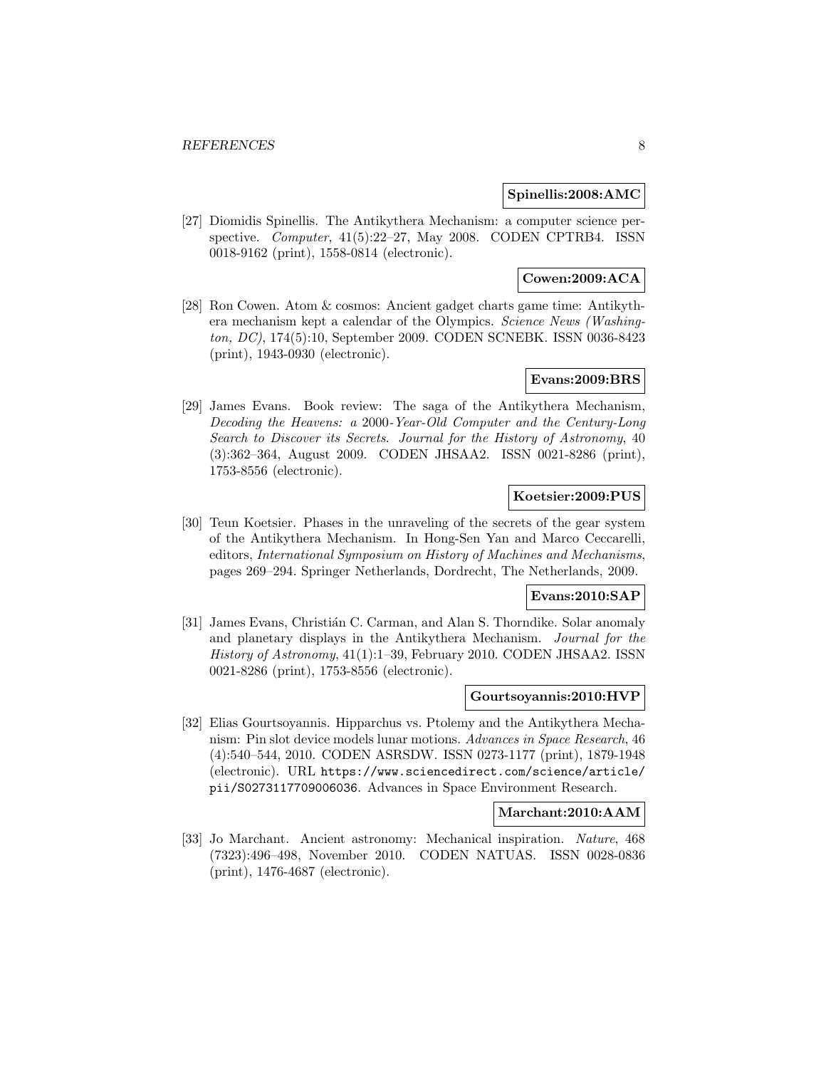**Spinellis:2008:AMC**

[27] Diomidis Spinellis. The Antikythera Mechanism: a computer science perspective. *Computer*, 41(5):22–27, May 2008. CODEN CPTRB4. ISSN 0018-9162 (print), 1558-0814 (electronic).

**Cowen:2009:ACA**

[28] Ron Cowen. Atom & cosmos: Ancient gadget charts game time: Antikythera mechanism kept a calendar of the Olympics. *Science News (Washington, DC)*, 174(5):10, September 2009. CODEN SCNEBK. ISSN 0036-8423 (print), 1943-0930 (electronic).

**Evans:2009:BRS**

[29] James Evans. Book review: The saga of the Antikythera Mechanism, *Decoding the Heavens: a 2000-Year-Old Computer and the Century-Long Search to Discover its Secrets*. *Journal for the History of Astronomy*, 40 (3):362–364, August 2009. CODEN JHSAA2. ISSN 0021-8286 (print), 1753-8556 (electronic).

**Koetsier:2009:PUS**

[30] Teun Koetsier. Phases in the unraveling of the secrets of the gear system of the Antikythera Mechanism. In Hong-Sen Yan and Marco Ceccarelli, editors, *International Symposium on History of Machines and Mechanisms*, pages 269–294. Springer Netherlands, Dordrecht, The Netherlands, 2009.

**Evans:2010:SAP**

[31] James Evans, Christián C. Carman, and Alan S. Thorndike. Solar anomaly and planetary displays in the Antikythera Mechanism. *Journal for the History of Astronomy*, 41(1):1–39, February 2010. CODEN JHSAA2. ISSN 0021-8286 (print), 1753-8556 (electronic).

**Gourtsoyannis:2010:HVP**

[32] Elias Gourtsoyannis. Hipparchus vs. Ptolemy and the Antikythera Mechanism: Pin slot device models lunar motions. *Advances in Space Research*, 46 (4):540–544, 2010. CODEN ASRSDW. ISSN 0273-1177 (print), 1879-1948 (electronic). URL `https://www.sciencedirect.com/science/article/pii/S0273117709006036`. Advances in Space Environment Research.

**Marchant:2010:AAM**

[33] Jo Marchant. Ancient astronomy: Mechanical inspiration. *Nature*, 468 (7323):496–498, November 2010. CODEN NATUAS. ISSN 0028-0836 (print), 1476-4687 (electronic).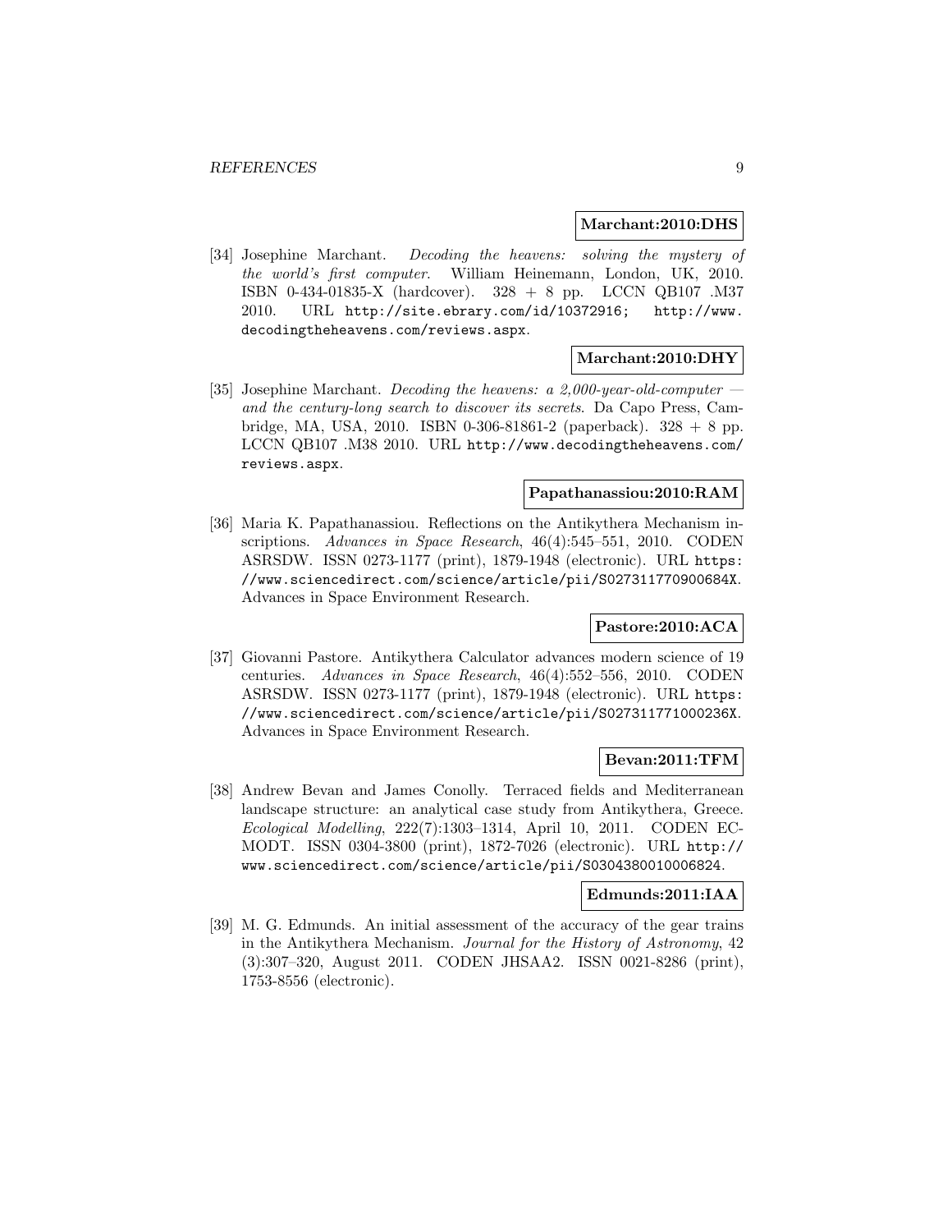**Marchant:2010:DHS**

[34] Josephine Marchant. *Decoding the heavens: solving the mystery of the world's first computer*. William Heinemann, London, UK, 2010. ISBN 0-434-01835-X (hardcover). 328 + 8 pp. LCCN QB107 .M37 2010. URL http://site.ebrary.com/id/10372916; http://www.decodingtheheavens.com/reviews.aspx.

**Marchant:2010:DHY**

[35] Josephine Marchant. *Decoding the heavens: a 2,000-year-old-computer — and the century-long search to discover its secrets*. Da Capo Press, Cambridge, MA, USA, 2010. ISBN 0-306-81861-2 (paperback). 328 + 8 pp. LCCN QB107 .M38 2010. URL http://www.decodingtheheavens.com/reviews.aspx.

**Papathanassiou:2010:RAM**

[36] Maria K. Papathanassiou. Reflections on the Antikythera Mechanism inscriptions. *Advances in Space Research*, 46(4):545–551, 2010. CODEN ASRSDW. ISSN 0273-1177 (print), 1879-1948 (electronic). URL https://www.sciencedirect.com/science/article/pii/S027311770900684X. Advances in Space Environment Research.

**Pastore:2010:ACA**

[37] Giovanni Pastore. Antikythera Calculator advances modern science of 19 centuries. *Advances in Space Research*, 46(4):552–556, 2010. CODEN ASRSDW. ISSN 0273-1177 (print), 1879-1948 (electronic). URL https://www.sciencedirect.com/science/article/pii/S027311771000236X. Advances in Space Environment Research.

**Bevan:2011:TFM**

[38] Andrew Bevan and James Conolly. Terraced fields and Mediterranean landscape structure: an analytical case study from Antikythera, Greece. *Ecological Modelling*, 222(7):1303–1314, April 10, 2011. CODEN ECMODT. ISSN 0304-3800 (print), 1872-7026 (electronic). URL http://www.sciencedirect.com/science/article/pii/S0304380010006824.

**Edmunds:2011:IAA**

[39] M. G. Edmunds. An initial assessment of the accuracy of the gear trains in the Antikythera Mechanism. *Journal for the History of Astronomy*, 42 (3):307–320, August 2011. CODEN JHSAA2. ISSN 0021-8286 (print), 1753-8556 (electronic).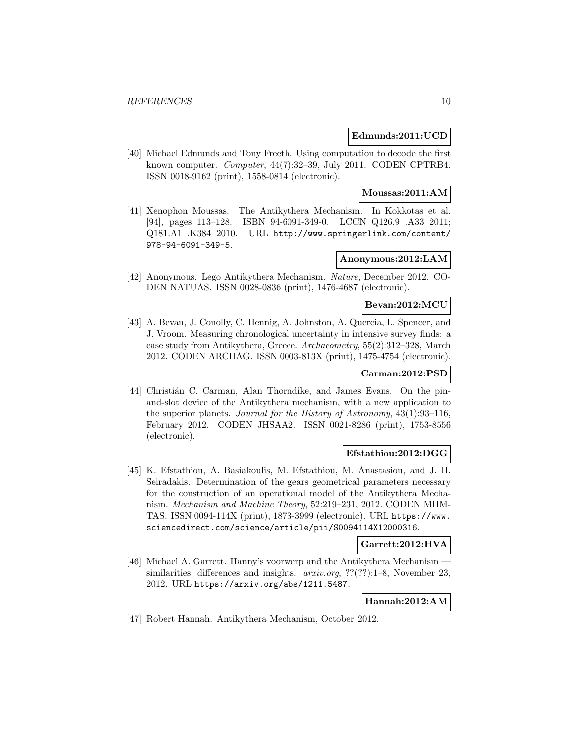**Edmunds:2011:UCD**

[40] Michael Edmunds and Tony Freeth. Using computation to decode the first known computer. *Computer*, 44(7):32–39, July 2011. CODEN CPTRB4. ISSN 0018-9162 (print), 1558-0814 (electronic).

**Moussas:2011:AM**

[41] Xenophon Moussas. The Antikythera Mechanism. In Kokkotas et al. [94], pages 113–128. ISBN 94-6091-349-0. LCCN Q126.9 .A33 2011; Q181.A1 .K384 2010. URL `http://www.springerlink.com/content/978-94-6091-349-5`.

**Anonymous:2012:LAM**

[42] Anonymous. Lego Antikythera Mechanism. *Nature*, December 2012. CODEN NATUAS. ISSN 0028-0836 (print), 1476-4687 (electronic).

**Bevan:2012:MCU**

[43] A. Bevan, J. Conolly, C. Hennig, A. Johnston, A. Quercia, L. Spencer, and J. Vroom. Measuring chronological uncertainty in intensive survey finds: a case study from Antikythera, Greece. *Archaeometry*, 55(2):312–328, March 2012. CODEN ARCHAG. ISSN 0003-813X (print), 1475-4754 (electronic).

**Carman:2012:PSD**

[44] Christián C. Carman, Alan Thorndike, and James Evans. On the pin-and-slot device of the Antikythera mechanism, with a new application to the superior planets. *Journal for the History of Astronomy*, 43(1):93–116, February 2012. CODEN JHSAA2. ISSN 0021-8286 (print), 1753-8556 (electronic).

**Efstathiou:2012:DGG**

[45] K. Efstathiou, A. Basiakoulis, M. Efstathiou, M. Anastasiou, and J. H. Seiradakis. Determination of the gears geometrical parameters necessary for the construction of an operational model of the Antikythera Mechanism. *Mechanism and Machine Theory*, 52:219–231, 2012. CODEN MHMTAS. ISSN 0094-114X (print), 1873-3999 (electronic). URL `https://www.sciencedirect.com/science/article/pii/S0094114X12000316`.

**Garrett:2012:HVA**

[46] Michael A. Garrett. Hanny's voorwerp and the Antikythera Mechanism — similarities, differences and insights. *arxiv.org*, ??(??):1–8, November 23, 2012. URL `https://arxiv.org/abs/1211.5487`.

**Hannah:2012:AM**

[47] Robert Hannah. Antikythera Mechanism, October 2012.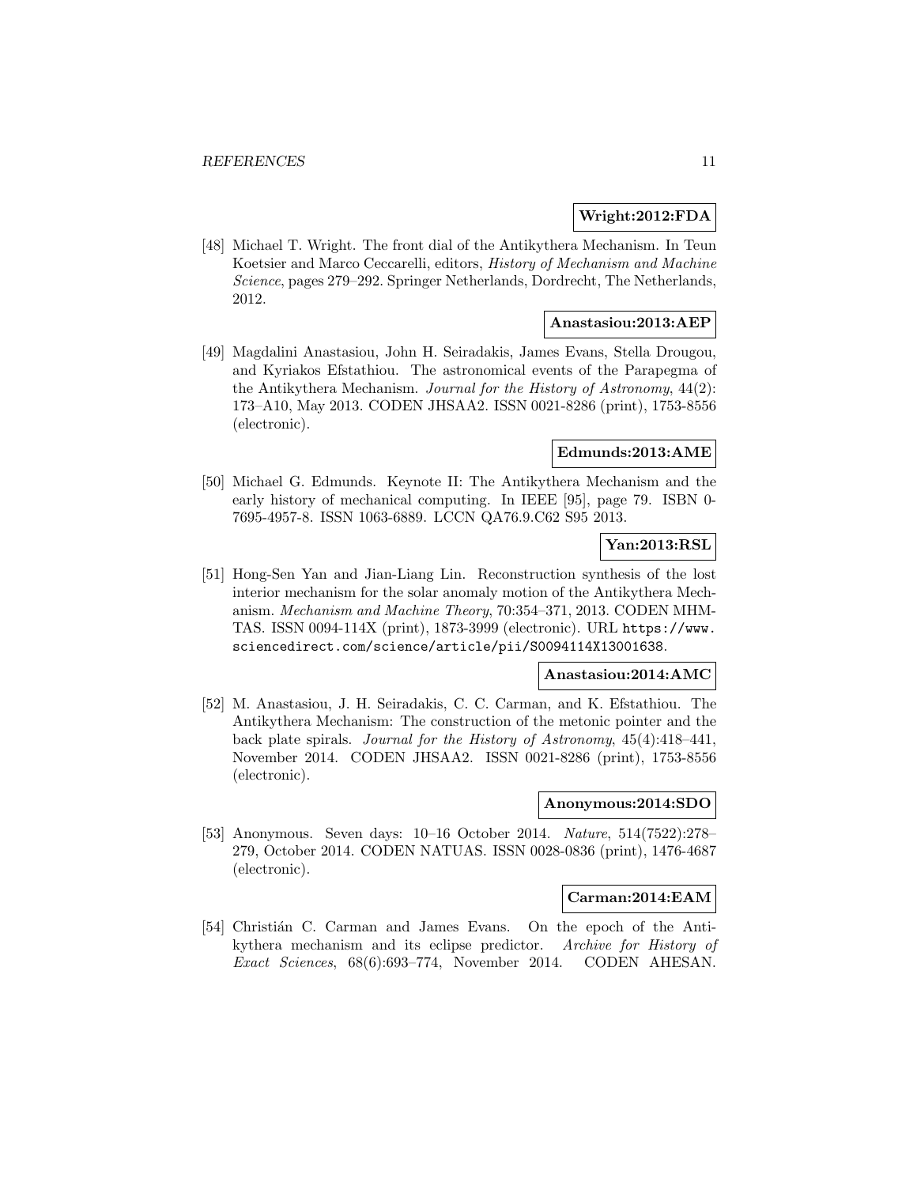**Wright:2012:FDA**

[48] Michael T. Wright. The front dial of the Antikythera Mechanism. In Teun Koetsier and Marco Ceccarelli, editors, *History of Mechanism and Machine Science*, pages 279–292. Springer Netherlands, Dordrecht, The Netherlands, 2012.

**Anastasiou:2013:AEP**

[49] Magdalini Anastasiou, John H. Seiradakis, James Evans, Stella Drougou, and Kyriakos Efstathiou. The astronomical events of the Parapegma of the Antikythera Mechanism. *Journal for the History of Astronomy*, 44(2): 173–A10, May 2013. CODEN JHSAA2. ISSN 0021-8286 (print), 1753-8556 (electronic).

**Edmunds:2013:AME**

[50] Michael G. Edmunds. Keynote II: The Antikythera Mechanism and the early history of mechanical computing. In IEEE [95], page 79. ISBN 0-7695-4957-8. ISSN 1063-6889. LCCN QA76.9.C62 S95 2013.

**Yan:2013:RSL**

[51] Hong-Sen Yan and Jian-Liang Lin. Reconstruction synthesis of the lost interior mechanism for the solar anomaly motion of the Antikythera Mechanism. *Mechanism and Machine Theory*, 70:354–371, 2013. CODEN MHMTAS. ISSN 0094-114X (print), 1873-3999 (electronic). URL `https://www.sciencedirect.com/science/article/pii/S0094114X13001638`.

**Anastasiou:2014:AMC**

[52] M. Anastasiou, J. H. Seiradakis, C. C. Carman, and K. Efstathiou. The Antikythera Mechanism: The construction of the metonic pointer and the back plate spirals. *Journal for the History of Astronomy*, 45(4):418–441, November 2014. CODEN JHSAA2. ISSN 0021-8286 (print), 1753-8556 (electronic).

**Anonymous:2014:SDO**

[53] Anonymous. Seven days: 10–16 October 2014. *Nature*, 514(7522):278–279, October 2014. CODEN NATUAS. ISSN 0028-0836 (print), 1476-4687 (electronic).

**Carman:2014:EAM**

[54] Christián C. Carman and James Evans. On the epoch of the Antikythera mechanism and its eclipse predictor. *Archive for History of Exact Sciences*, 68(6):693–774, November 2014. CODEN AHESAN.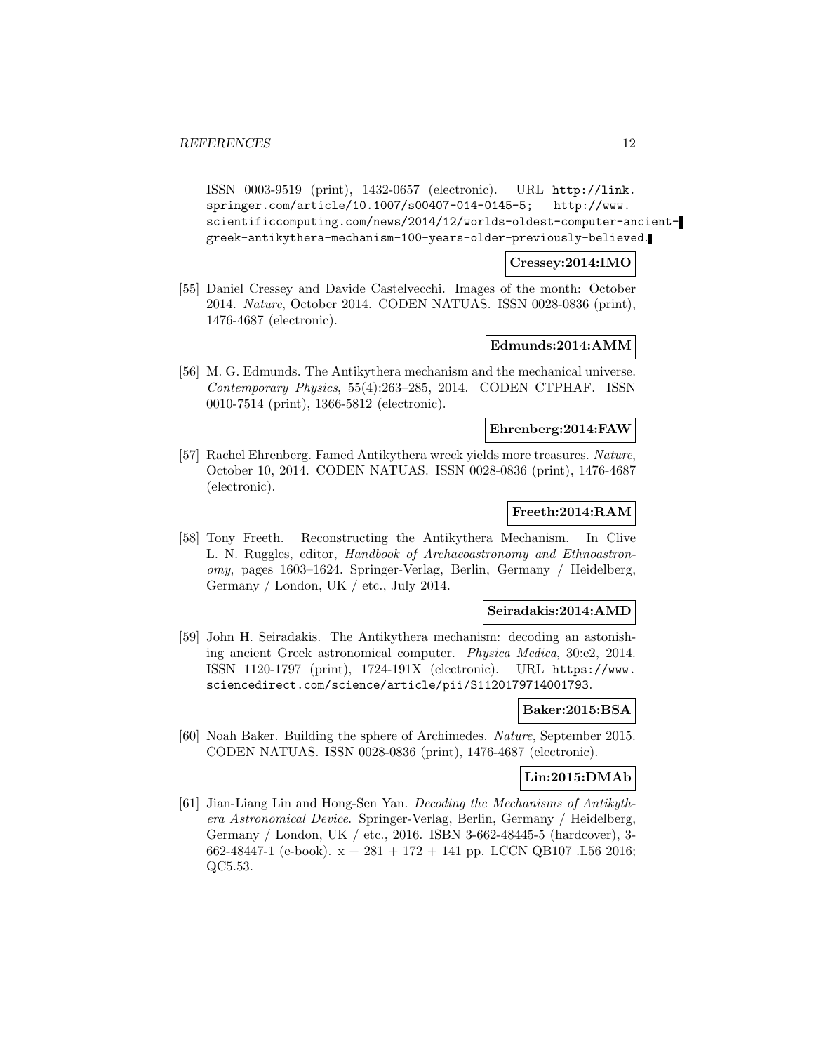ISSN 0003-9519 (print), 1432-0657 (electronic). URL http://link.springer.com/article/10.1007/s00407-014-0145-5; http://www.scientificcomputing.com/news/2014/12/worlds-oldest-computer-ancient-greek-antikythera-mechanism-100-years-older-previously-believed.

**Cressey:2014:IMO**

[55] Daniel Cressey and Davide Castelvecchi. Images of the month: October 2014. *Nature*, October 2014. CODEN NATUAS. ISSN 0028-0836 (print), 1476-4687 (electronic).

**Edmunds:2014:AMM**

[56] M. G. Edmunds. The Antikythera mechanism and the mechanical universe. *Contemporary Physics*, 55(4):263–285, 2014. CODEN CTPHAF. ISSN 0010-7514 (print), 1366-5812 (electronic).

**Ehrenberg:2014:FAW**

[57] Rachel Ehrenberg. Famed Antikythera wreck yields more treasures. *Nature*, October 10, 2014. CODEN NATUAS. ISSN 0028-0836 (print), 1476-4687 (electronic).

**Freeth:2014:RAM**

[58] Tony Freeth. Reconstructing the Antikythera Mechanism. In Clive L. N. Ruggles, editor, *Handbook of Archaeoastronomy and Ethnoastronomy*, pages 1603–1624. Springer-Verlag, Berlin, Germany / Heidelberg, Germany / London, UK / etc., July 2014.

**Seiradakis:2014:AMD**

[59] John H. Seiradakis. The Antikythera mechanism: decoding an astonishing ancient Greek astronomical computer. *Physica Medica*, 30:e2, 2014. ISSN 1120-1797 (print), 1724-191X (electronic). URL https://www.sciencedirect.com/science/article/pii/S1120179714001793.

**Baker:2015:BSA**

[60] Noah Baker. Building the sphere of Archimedes. *Nature*, September 2015. CODEN NATUAS. ISSN 0028-0836 (print), 1476-4687 (electronic).

**Lin:2015:DMAb**

[61] Jian-Liang Lin and Hong-Sen Yan. *Decoding the Mechanisms of Antikythera Astronomical Device*. Springer-Verlag, Berlin, Germany / Heidelberg, Germany / London, UK / etc., 2016. ISBN 3-662-48445-5 (hardcover), 3-662-48447-1 (e-book). x + 281 + 172 + 141 pp. LCCN QB107 .L56 2016; QC5.53.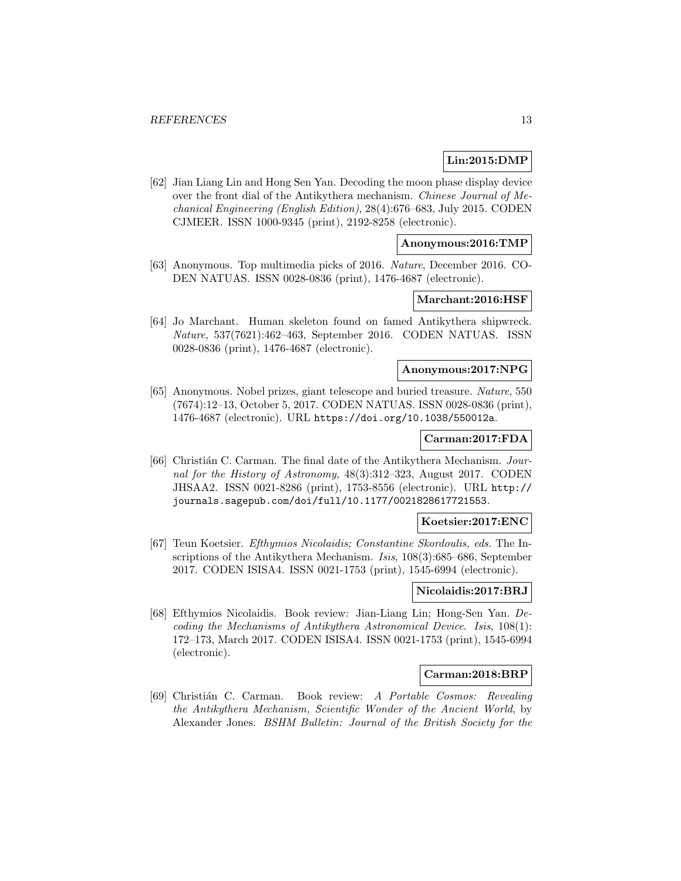**Lin:2015:DMP**

[62] Jian Liang Lin and Hong Sen Yan. Decoding the moon phase display device over the front dial of the Antikythera mechanism. *Chinese Journal of Mechanical Engineering (English Edition)*, 28(4):676–683, July 2015. CODEN CJMEER. ISSN 1000-9345 (print), 2192-8258 (electronic).

**Anonymous:2016:TMP**

[63] Anonymous. Top multimedia picks of 2016. *Nature*, December 2016. CODEN NATUAS. ISSN 0028-0836 (print), 1476-4687 (electronic).

**Marchant:2016:HSF**

[64] Jo Marchant. Human skeleton found on famed Antikythera shipwreck. *Nature*, 537(7621):462–463, September 2016. CODEN NATUAS. ISSN 0028-0836 (print), 1476-4687 (electronic).

**Anonymous:2017:NPG**

[65] Anonymous. Nobel prizes, giant telescope and buried treasure. *Nature*, 550 (7674):12–13, October 5, 2017. CODEN NATUAS. ISSN 0028-0836 (print), 1476-4687 (electronic). URL `https://doi.org/10.1038/550012a`.

**Carman:2017:FDA**

[66] Christián C. Carman. The final date of the Antikythera Mechanism. *Journal for the History of Astronomy*, 48(3):312–323, August 2017. CODEN JHSAA2. ISSN 0021-8286 (print), 1753-8556 (electronic). URL `http://journals.sagepub.com/doi/full/10.1177/0021828617721553`.

**Koetsier:2017:ENC**

[67] Teun Koetsier. *Efthymios Nicolaidis; Constantine Skordoulis, eds.* The Inscriptions of the Antikythera Mechanism. *Isis*, 108(3):685–686, September 2017. CODEN ISISA4. ISSN 0021-1753 (print), 1545-6994 (electronic).

**Nicolaidis:2017:BRJ**

[68] Efthymios Nicolaidis. Book review: Jian-Liang Lin; Hong-Sen Yan. *Decoding the Mechanisms of Antikythera Astronomical Device*. *Isis*, 108(1): 172–173, March 2017. CODEN ISISA4. ISSN 0021-1753 (print), 1545-6994 (electronic).

**Carman:2018:BRP**

[69] Christián C. Carman. Book review: *A Portable Cosmos: Revealing the Antikythera Mechanism, Scientific Wonder of the Ancient World*, by Alexander Jones. *BSHM Bulletin: Journal of the British Society for the*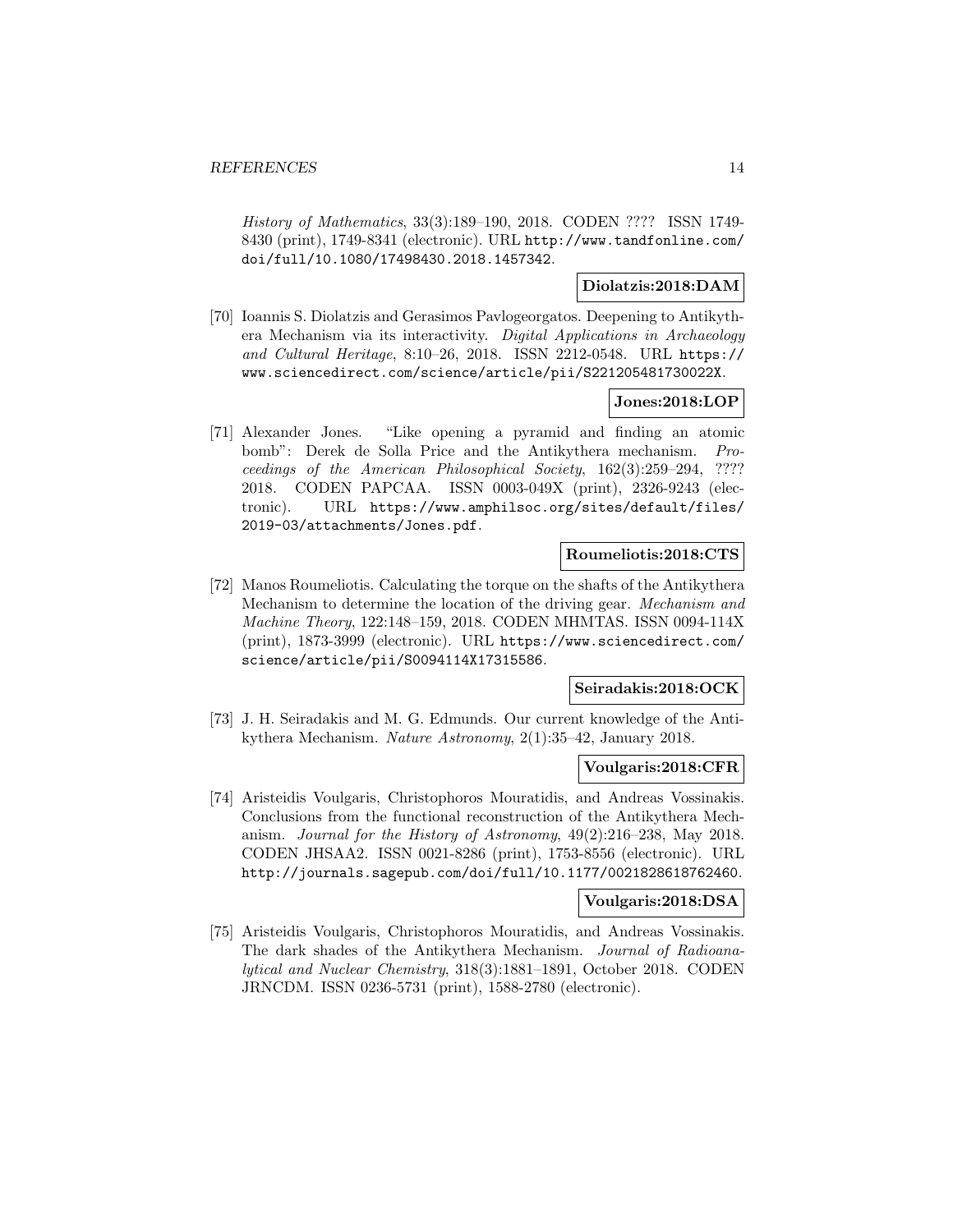*History of Mathematics*, 33(3):189–190, 2018. CODEN ???? ISSN 1749-8430 (print), 1749-8341 (electronic). URL http://www.tandfonline.com/doi/full/10.1080/17498430.2018.1457342.

**Diolatzis:2018:DAM**

[70] Ioannis S. Diolatzis and Gerasimos Pavlogeorgatos. Deepening to Antikythera Mechanism via its interactivity. *Digital Applications in Archaeology and Cultural Heritage*, 8:10–26, 2018. ISSN 2212-0548. URL https://www.sciencedirect.com/science/article/pii/S221205481730022X.

**Jones:2018:LOP**

[71] Alexander Jones. "Like opening a pyramid and finding an atomic bomb": Derek de Solla Price and the Antikythera mechanism. *Proceedings of the American Philosophical Society*, 162(3):259–294, ???? 2018. CODEN PAPCAA. ISSN 0003-049X (print), 2326-9243 (electronic). URL https://www.amphilsoc.org/sites/default/files/2019-03/attachments/Jones.pdf.

**Roumeliotis:2018:CTS**

[72] Manos Roumeliotis. Calculating the torque on the shafts of the Antikythera Mechanism to determine the location of the driving gear. *Mechanism and Machine Theory*, 122:148–159, 2018. CODEN MHMTAS. ISSN 0094-114X (print), 1873-3999 (electronic). URL https://www.sciencedirect.com/science/article/pii/S0094114X17315586.

**Seiradakis:2018:OCK**

[73] J. H. Seiradakis and M. G. Edmunds. Our current knowledge of the Antikythera Mechanism. *Nature Astronomy*, 2(1):35–42, January 2018.

**Voulgaris:2018:CFR**

[74] Aristeidis Voulgaris, Christophoros Mouratidis, and Andreas Vossinakis. Conclusions from the functional reconstruction of the Antikythera Mechanism. *Journal for the History of Astronomy*, 49(2):216–238, May 2018. CODEN JHSAA2. ISSN 0021-8286 (print), 1753-8556 (electronic). URL http://journals.sagepub.com/doi/full/10.1177/0021828618762460.

**Voulgaris:2018:DSA**

[75] Aristeidis Voulgaris, Christophoros Mouratidis, and Andreas Vossinakis. The dark shades of the Antikythera Mechanism. *Journal of Radioanalytical and Nuclear Chemistry*, 318(3):1881–1891, October 2018. CODEN JRNCDM. ISSN 0236-5731 (print), 1588-2780 (electronic).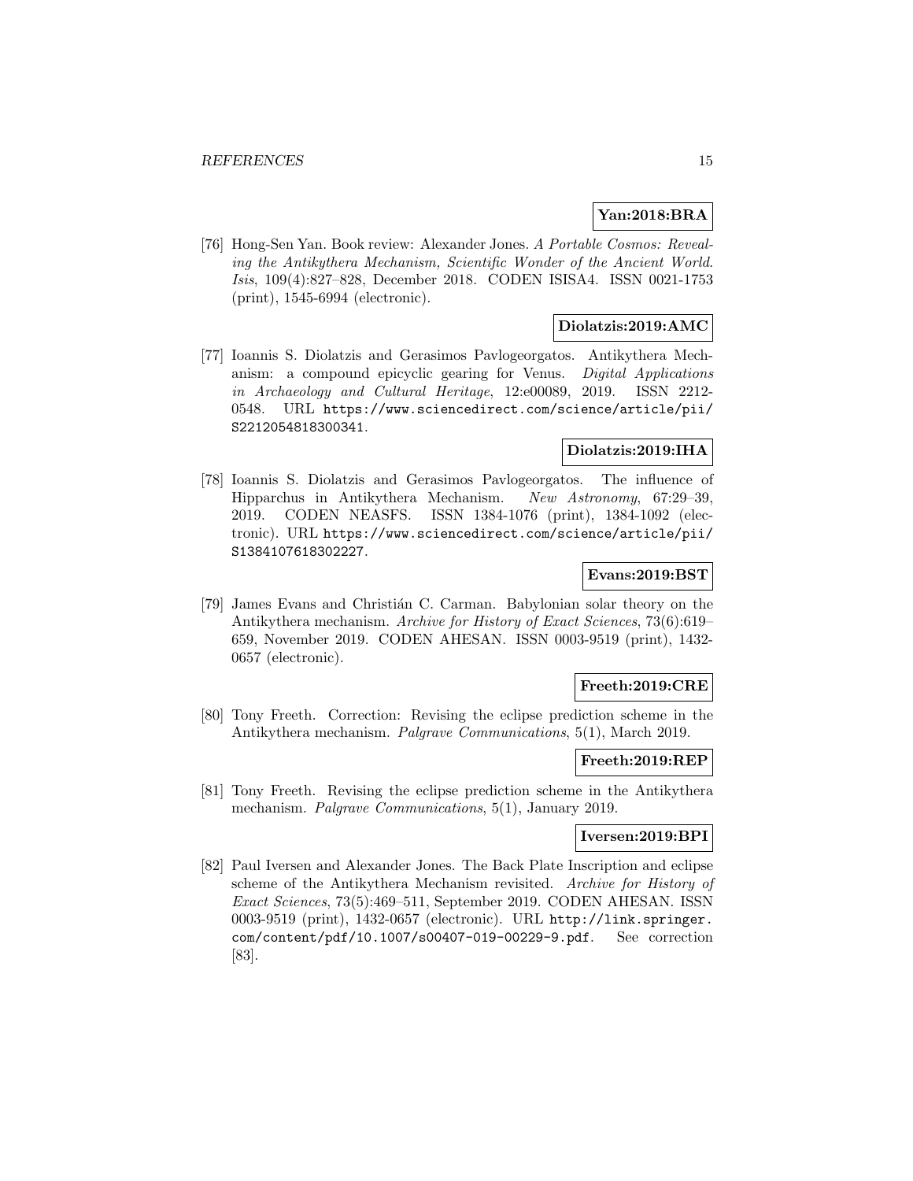**Yan:2018:BRA**

[76] Hong-Sen Yan. Book review: Alexander Jones. *A Portable Cosmos: Revealing the Antikythera Mechanism, Scientific Wonder of the Ancient World*. *Isis*, 109(4):827–828, December 2018. CODEN ISISA4. ISSN 0021-1753 (print), 1545-6994 (electronic).

**Diolatzis:2019:AMC**

[77] Ioannis S. Diolatzis and Gerasimos Pavlogeorgatos. Antikythera Mechanism: a compound epicyclic gearing for Venus. *Digital Applications in Archaeology and Cultural Heritage*, 12:e00089, 2019. ISSN 2212-0548. URL `https://www.sciencedirect.com/science/article/pii/S2212054818300341`.

**Diolatzis:2019:IHA**

[78] Ioannis S. Diolatzis and Gerasimos Pavlogeorgatos. The influence of Hipparchus in Antikythera Mechanism. *New Astronomy*, 67:29–39, 2019. CODEN NEASFS. ISSN 1384-1076 (print), 1384-1092 (electronic). URL `https://www.sciencedirect.com/science/article/pii/S1384107618302227`.

**Evans:2019:BST**

[79] James Evans and Christián C. Carman. Babylonian solar theory on the Antikythera mechanism. *Archive for History of Exact Sciences*, 73(6):619–659, November 2019. CODEN AHESAN. ISSN 0003-9519 (print), 1432-0657 (electronic).

**Freeth:2019:CRE**

[80] Tony Freeth. Correction: Revising the eclipse prediction scheme in the Antikythera mechanism. *Palgrave Communications*, 5(1), March 2019.

**Freeth:2019:REP**

[81] Tony Freeth. Revising the eclipse prediction scheme in the Antikythera mechanism. *Palgrave Communications*, 5(1), January 2019.

**Iversen:2019:BPI**

[82] Paul Iversen and Alexander Jones. The Back Plate Inscription and eclipse scheme of the Antikythera Mechanism revisited. *Archive for History of Exact Sciences*, 73(5):469–511, September 2019. CODEN AHESAN. ISSN 0003-9519 (print), 1432-0657 (electronic). URL `http://link.springer.com/content/pdf/10.1007/s00407-019-00229-9.pdf`. See correction [83].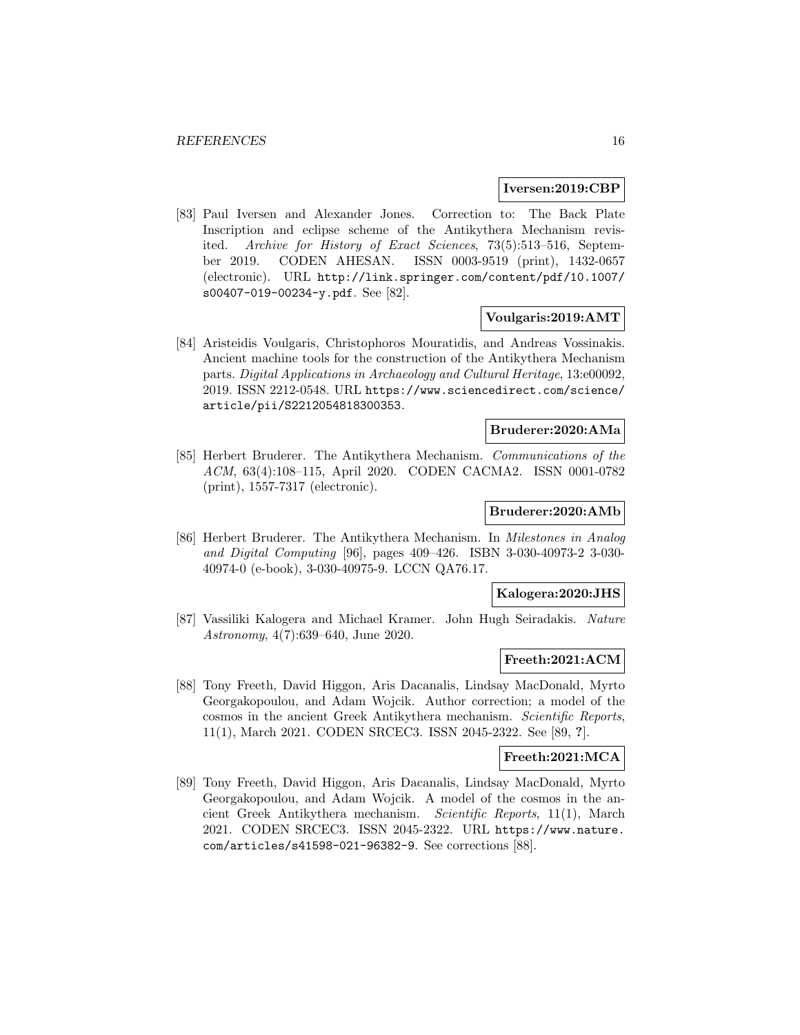**Iversen:2019:CBP**

[83] Paul Iversen and Alexander Jones. Correction to: The Back Plate Inscription and eclipse scheme of the Antikythera Mechanism revisited. *Archive for History of Exact Sciences*, 73(5):513–516, September 2019. CODEN AHESAN. ISSN 0003-9519 (print), 1432-0657 (electronic). URL http://link.springer.com/content/pdf/10.1007/s00407-019-00234-y.pdf. See [82].

**Voulgaris:2019:AMT**

[84] Aristeidis Voulgaris, Christophoros Mouratidis, and Andreas Vossinakis. Ancient machine tools for the construction of the Antikythera Mechanism parts. *Digital Applications in Archaeology and Cultural Heritage*, 13:e00092, 2019. ISSN 2212-0548. URL https://www.sciencedirect.com/science/article/pii/S2212054818300353.

**Bruderer:2020:AMa**

[85] Herbert Bruderer. The Antikythera Mechanism. *Communications of the ACM*, 63(4):108–115, April 2020. CODEN CACMA2. ISSN 0001-0782 (print), 1557-7317 (electronic).

**Bruderer:2020:AMb**

[86] Herbert Bruderer. The Antikythera Mechanism. In *Milestones in Analog and Digital Computing* [96], pages 409–426. ISBN 3-030-40973-2 3-030-40974-0 (e-book), 3-030-40975-9. LCCN QA76.17.

**Kalogera:2020:JHS**

[87] Vassiliki Kalogera and Michael Kramer. John Hugh Seiradakis. *Nature Astronomy*, 4(7):639–640, June 2020.

**Freeth:2021:ACM**

[88] Tony Freeth, David Higgon, Aris Dacanalis, Lindsay MacDonald, Myrto Georgakopoulou, and Adam Wojcik. Author correction; a model of the cosmos in the ancient Greek Antikythera mechanism. *Scientific Reports*, 11(1), March 2021. CODEN SRCEC3. ISSN 2045-2322. See [89, **?**].

**Freeth:2021:MCA**

[89] Tony Freeth, David Higgon, Aris Dacanalis, Lindsay MacDonald, Myrto Georgakopoulou, and Adam Wojcik. A model of the cosmos in the ancient Greek Antikythera mechanism. *Scientific Reports*, 11(1), March 2021. CODEN SRCEC3. ISSN 2045-2322. URL https://www.nature.com/articles/s41598-021-96382-9. See corrections [88].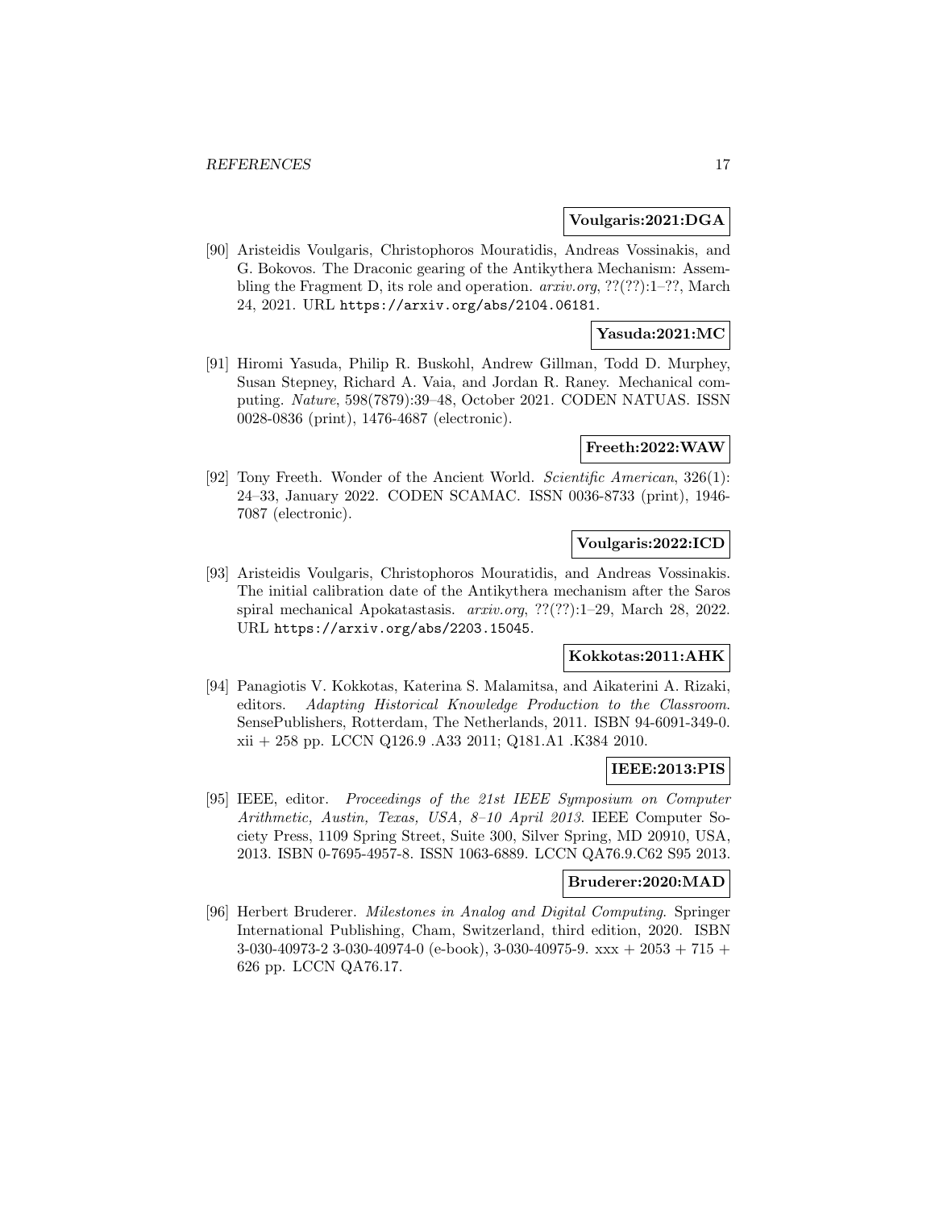**Voulgaris:2021:DGA**

[90] Aristeidis Voulgaris, Christophoros Mouratidis, Andreas Vossinakis, and G. Bokovos. The Draconic gearing of the Antikythera Mechanism: Assembling the Fragment D, its role and operation. *arxiv.org*, ??(??):1–??, March 24, 2021. URL https://arxiv.org/abs/2104.06181.

**Yasuda:2021:MC**

[91] Hiromi Yasuda, Philip R. Buskohl, Andrew Gillman, Todd D. Murphey, Susan Stepney, Richard A. Vaia, and Jordan R. Raney. Mechanical computing. *Nature*, 598(7879):39–48, October 2021. CODEN NATUAS. ISSN 0028-0836 (print), 1476-4687 (electronic).

**Freeth:2022:WAW**

[92] Tony Freeth. Wonder of the Ancient World. *Scientific American*, 326(1): 24–33, January 2022. CODEN SCAMAC. ISSN 0036-8733 (print), 1946-7087 (electronic).

**Voulgaris:2022:ICD**

[93] Aristeidis Voulgaris, Christophoros Mouratidis, and Andreas Vossinakis. The initial calibration date of the Antikythera mechanism after the Saros spiral mechanical Apokatastasis. *arxiv.org*, ??(??):1–29, March 28, 2022. URL https://arxiv.org/abs/2203.15045.

**Kokkotas:2011:AHK**

[94] Panagiotis V. Kokkotas, Katerina S. Malamitsa, and Aikaterini A. Rizaki, editors. *Adapting Historical Knowledge Production to the Classroom*. SensePublishers, Rotterdam, The Netherlands, 2011. ISBN 94-6091-349-0. xii + 258 pp. LCCN Q126.9 .A33 2011; Q181.A1 .K384 2010.

**IEEE:2013:PIS**

[95] IEEE, editor. *Proceedings of the 21st IEEE Symposium on Computer Arithmetic, Austin, Texas, USA, 8–10 April 2013*. IEEE Computer Society Press, 1109 Spring Street, Suite 300, Silver Spring, MD 20910, USA, 2013. ISBN 0-7695-4957-8. ISSN 1063-6889. LCCN QA76.9.C62 S95 2013.

**Bruderer:2020:MAD**

[96] Herbert Bruderer. *Milestones in Analog and Digital Computing*. Springer International Publishing, Cham, Switzerland, third edition, 2020. ISBN 3-030-40973-2 3-030-40974-0 (e-book), 3-030-40975-9. xxx + 2053 + 715 + 626 pp. LCCN QA76.17.